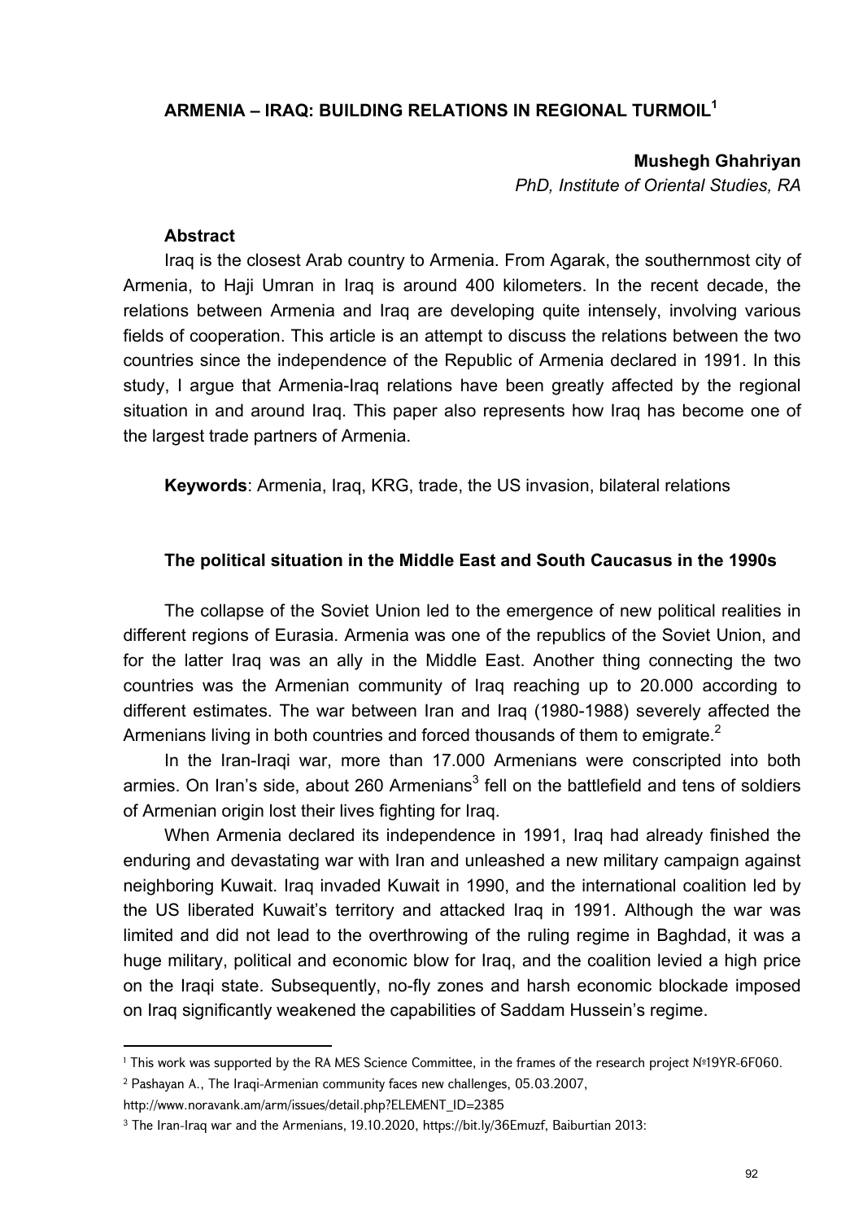# ARMENIA – IRAQ: BUILDING RELATIONS IN REGIONAL TURMOIL[1]

**Mushegh Ghahriyan**
*PhD, Institute of Oriental Studies, RA*

### Abstract

Iraq is the closest Arab country to Armenia. From Agarak, the southernmost city of Armenia, to Haji Umran in Iraq is around 400 kilometers. In the recent decade, the relations between Armenia and Iraq are developing quite intensely, involving various fields of cooperation. This article is an attempt to discuss the relations between the two countries since the independence of the Republic of Armenia declared in 1991. In this study, I argue that Armenia-Iraq relations have been greatly affected by the regional situation in and around Iraq. This paper also represents how Iraq has become one of the largest trade partners of Armenia.

**Keywords**: Armenia, Iraq, KRG, trade, the US invasion, bilateral relations

## The political situation in the Middle East and South Caucasus in the 1990s

The collapse of the Soviet Union led to the emergence of new political realities in different regions of Eurasia. Armenia was one of the republics of the Soviet Union, and for the latter Iraq was an ally in the Middle East. Another thing connecting the two countries was the Armenian community of Iraq reaching up to 20.000 according to different estimates. The war between Iran and Iraq (1980-1988) severely affected the Armenians living in both countries and forced thousands of them to emigrate.[2]

In the Iran-Iraqi war, more than 17.000 Armenians were conscripted into both armies. On Iran's side, about 260 Armenians[3] fell on the battlefield and tens of soldiers of Armenian origin lost their lives fighting for Iraq.

When Armenia declared its independence in 1991, Iraq had already finished the enduring and devastating war with Iran and unleashed a new military campaign against neighboring Kuwait. Iraq invaded Kuwait in 1990, and the international coalition led by the US liberated Kuwait's territory and attacked Iraq in 1991. Although the war was limited and did not lead to the overthrowing of the ruling regime in Baghdad, it was a huge military, political and economic blow for Iraq, and the coalition levied a high price on the Iraqi state. Subsequently, no-fly zones and harsh economic blockade imposed on Iraq significantly weakened the capabilities of Saddam Hussein's regime.

---

[1] This work was supported by the RA MES Science Committee, in the frames of the research project №19YR-6F060.

[2] Pashayan A., The Iraqi-Armenian community faces new challenges, 05.03.2007, http://www.noravank.am/arm/issues/detail.php?ELEMENT_ID=2385

[3] The Iran-Iraq war and the Armenians, 19.10.2020, https://bit.ly/36Emuzf, Baiburtian 2013: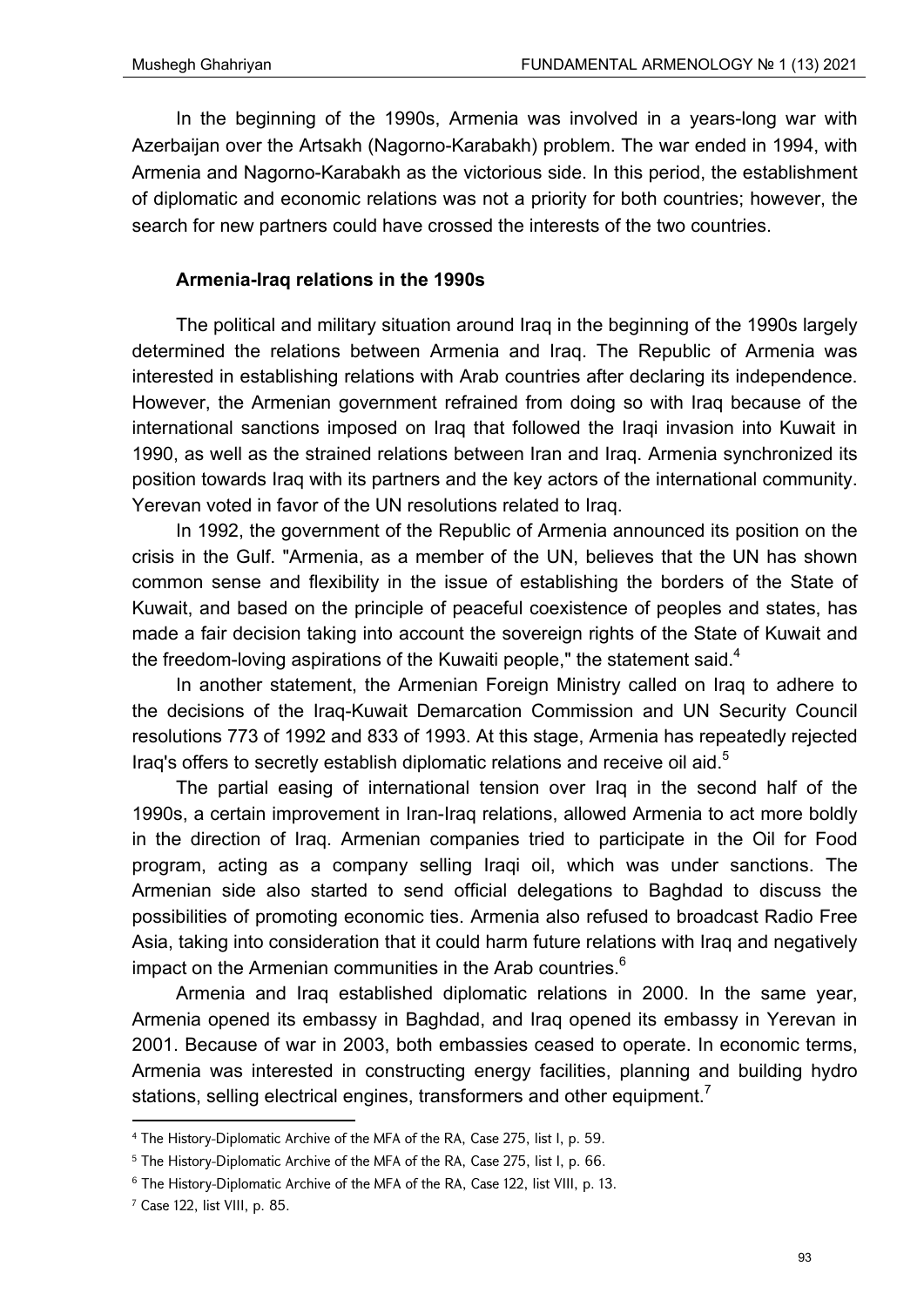In the beginning of the 1990s, Armenia was involved in a years-long war with Azerbaijan over the Artsakh (Nagorno-Karabakh) problem. The war ended in 1994, with Armenia and Nagorno-Karabakh as the victorious side. In this period, the establishment of diplomatic and economic relations was not a priority for both countries; however, the search for new partners could have crossed the interests of the two countries.

### Armenia-Iraq relations in the 1990s

The political and military situation around Iraq in the beginning of the 1990s largely determined the relations between Armenia and Iraq. The Republic of Armenia was interested in establishing relations with Arab countries after declaring its independence. However, the Armenian government refrained from doing so with Iraq because of the international sanctions imposed on Iraq that followed the Iraqi invasion into Kuwait in 1990, as well as the strained relations between Iran and Iraq. Armenia synchronized its position towards Iraq with its partners and the key actors of the international community. Yerevan voted in favor of the UN resolutions related to Iraq.

In 1992, the government of the Republic of Armenia announced its position on the crisis in the Gulf. "Armenia, as a member of the UN, believes that the UN has shown common sense and flexibility in the issue of establishing the borders of the State of Kuwait, and based on the principle of peaceful coexistence of peoples and states, has made a fair decision taking into account the sovereign rights of the State of Kuwait and the freedom-loving aspirations of the Kuwaiti people," the statement said.[4]

In another statement, the Armenian Foreign Ministry called on Iraq to adhere to the decisions of the Iraq-Kuwait Demarcation Commission and UN Security Council resolutions 773 of 1992 and 833 of 1993. At this stage, Armenia has repeatedly rejected Iraq's offers to secretly establish diplomatic relations and receive oil aid.[5]

The partial easing of international tension over Iraq in the second half of the 1990s, a certain improvement in Iran-Iraq relations, allowed Armenia to act more boldly in the direction of Iraq. Armenian companies tried to participate in the Oil for Food program, acting as a company selling Iraqi oil, which was under sanctions. The Armenian side also started to send official delegations to Baghdad to discuss the possibilities of promoting economic ties. Armenia also refused to broadcast Radio Free Asia, taking into consideration that it could harm future relations with Iraq and negatively impact on the Armenian communities in the Arab countries.[6]

Armenia and Iraq established diplomatic relations in 2000. In the same year, Armenia opened its embassy in Baghdad, and Iraq opened its embassy in Yerevan in 2001. Because of war in 2003, both embassies ceased to operate. In economic terms, Armenia was interested in constructing energy facilities, planning and building hydro stations, selling electrical engines, transformers and other equipment.[7]

---

[4] The History-Diplomatic Archive of the MFA of the RA, Case 275, list I, p. 59.

[5] The History-Diplomatic Archive of the MFA of the RA, Case 275, list I, p. 66.

[6] The History-Diplomatic Archive of the MFA of the RA, Case 122, list VIII, p. 13.

[7] Case 122, list VIII, p. 85.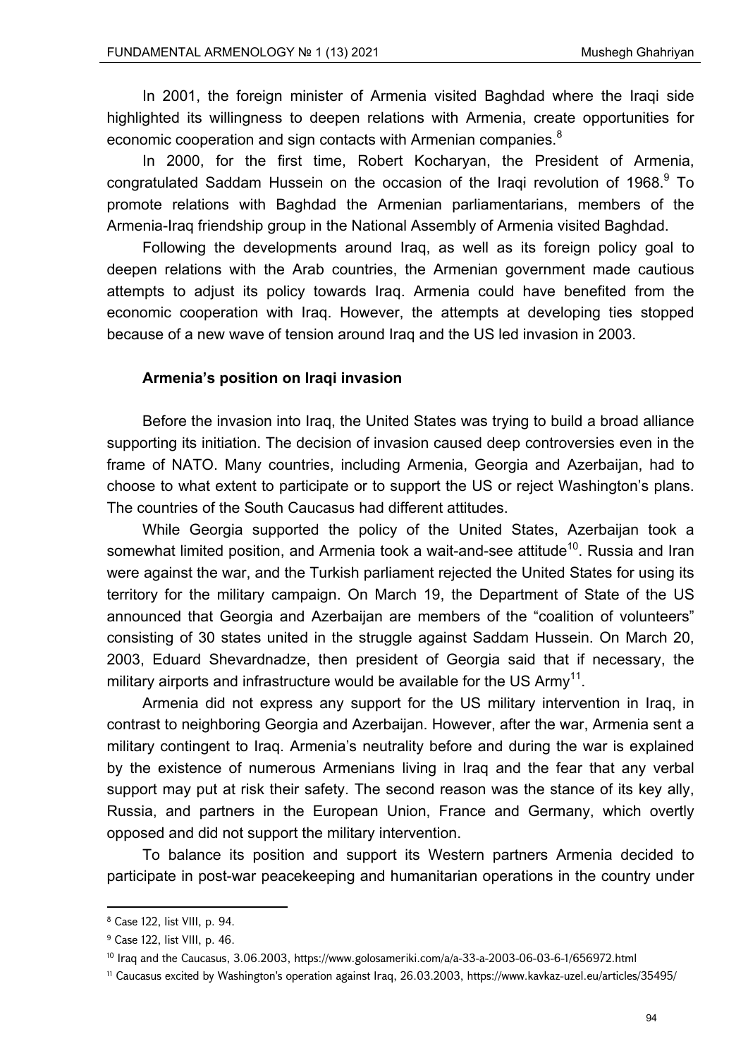In 2001, the foreign minister of Armenia visited Baghdad where the Iraqi side highlighted its willingness to deepen relations with Armenia, create opportunities for economic cooperation and sign contacts with Armenian companies.[8]

In 2000, for the first time, Robert Kocharyan, the President of Armenia, congratulated Saddam Hussein on the occasion of the Iraqi revolution of 1968.[9] To promote relations with Baghdad the Armenian parliamentarians, members of the Armenia-Iraq friendship group in the National Assembly of Armenia visited Baghdad.

Following the developments around Iraq, as well as its foreign policy goal to deepen relations with the Arab countries, the Armenian government made cautious attempts to adjust its policy towards Iraq. Armenia could have benefited from the economic cooperation with Iraq. However, the attempts at developing ties stopped because of a new wave of tension around Iraq and the US led invasion in 2003.

**Armenia's position on Iraqi invasion**

Before the invasion into Iraq, the United States was trying to build a broad alliance supporting its initiation. The decision of invasion caused deep controversies even in the frame of NATO. Many countries, including Armenia, Georgia and Azerbaijan, had to choose to what extent to participate or to support the US or reject Washington's plans. The countries of the South Caucasus had different attitudes.

While Georgia supported the policy of the United States, Azerbaijan took a somewhat limited position, and Armenia took a wait-and-see attitude[10]. Russia and Iran were against the war, and the Turkish parliament rejected the United States for using its territory for the military campaign. On March 19, the Department of State of the US announced that Georgia and Azerbaijan are members of the "coalition of volunteers" consisting of 30 states united in the struggle against Saddam Hussein. On March 20, 2003, Eduard Shevardnadze, then president of Georgia said that if necessary, the military airports and infrastructure would be available for the US Army[11].

Armenia did not express any support for the US military intervention in Iraq, in contrast to neighboring Georgia and Azerbaijan. However, after the war, Armenia sent a military contingent to Iraq. Armenia's neutrality before and during the war is explained by the existence of numerous Armenians living in Iraq and the fear that any verbal support may put at risk their safety. The second reason was the stance of its key ally, Russia, and partners in the European Union, France and Germany, which overtly opposed and did not support the military intervention.

To balance its position and support its Western partners Armenia decided to participate in post-war peacekeeping and humanitarian operations in the country under

---

[8] Case 122, list VIII, p. 94.

[9] Case 122, list VIII, p. 46.

[10] Iraq and the Caucasus, 3.06.2003, https://www.golosameriki.com/a/a-33-a-2003-06-03-6-1/656972.html

[11] Caucasus excited by Washington's operation against Iraq, 26.03.2003, https://www.kavkaz-uzel.eu/articles/35495/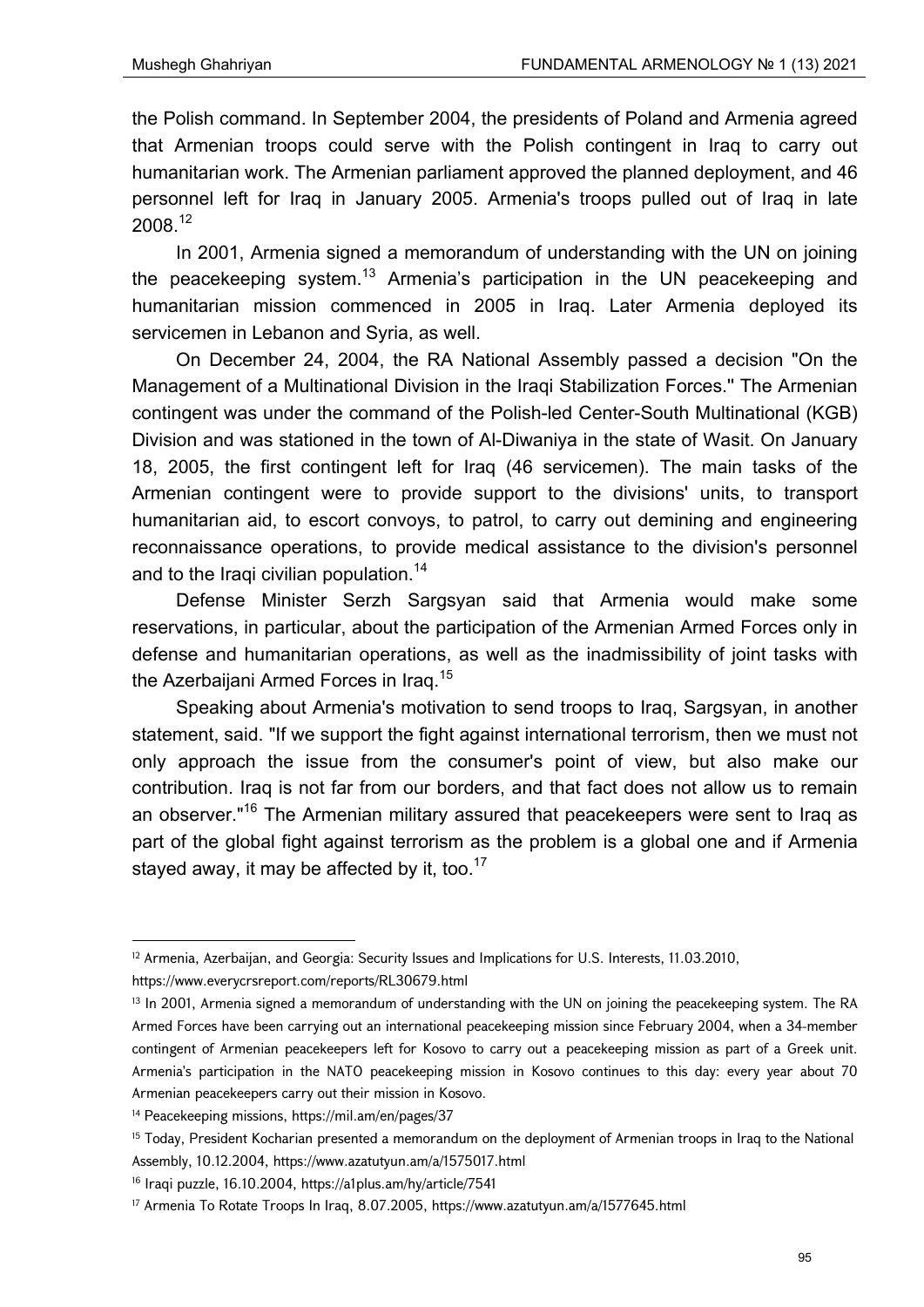the Polish command. In September 2004, the presidents of Poland and Armenia agreed that Armenian troops could serve with the Polish contingent in Iraq to carry out humanitarian work. The Armenian parliament approved the planned deployment, and 46 personnel left for Iraq in January 2005. Armenia's troops pulled out of Iraq in late 2008.[12]

In 2001, Armenia signed a memorandum of understanding with the UN on joining the peacekeeping system.[13] Armenia's participation in the UN peacekeeping and humanitarian mission commenced in 2005 in Iraq. Later Armenia deployed its servicemen in Lebanon and Syria, as well.

On December 24, 2004, the RA National Assembly passed a decision "On the Management of a Multinational Division in the Iraqi Stabilization Forces." The Armenian contingent was under the command of the Polish-led Center-South Multinational (KGB) Division and was stationed in the town of Al-Diwaniya in the state of Wasit. On January 18, 2005, the first contingent left for Iraq (46 servicemen). The main tasks of the Armenian contingent were to provide support to the divisions' units, to transport humanitarian aid, to escort convoys, to patrol, to carry out demining and engineering reconnaissance operations, to provide medical assistance to the division's personnel and to the Iraqi civilian population.[14]

Defense Minister Serzh Sargsyan said that Armenia would make some reservations, in particular, about the participation of the Armenian Armed Forces only in defense and humanitarian operations, as well as the inadmissibility of joint tasks with the Azerbaijani Armed Forces in Iraq.[15]

Speaking about Armenia's motivation to send troops to Iraq, Sargsyan, in another statement, said. "If we support the fight against international terrorism, then we must not only approach the issue from the consumer's point of view, but also make our contribution. Iraq is not far from our borders, and that fact does not allow us to remain an observer."[16] The Armenian military assured that peacekeepers were sent to Iraq as part of the global fight against terrorism as the problem is a global one and if Armenia stayed away, it may be affected by it, too.[17]

---

[12] Armenia, Azerbaijan, and Georgia: Security Issues and Implications for U.S. Interests, 11.03.2010, https://www.everycrsreport.com/reports/RL30679.html

[13] In 2001, Armenia signed a memorandum of understanding with the UN on joining the peacekeeping system. The RA Armed Forces have been carrying out an international peacekeeping mission since February 2004, when a 34-member contingent of Armenian peacekeepers left for Kosovo to carry out a peacekeeping mission as part of a Greek unit. Armenia's participation in the NATO peacekeeping mission in Kosovo continues to this day: every year about 70 Armenian peacekeepers carry out their mission in Kosovo.

[14] Peacekeeping missions, https://mil.am/en/pages/37

[15] Today, President Kocharian presented a memorandum on the deployment of Armenian troops in Iraq to the National Assembly, 10.12.2004, https://www.azatutyun.am/a/1575017.html

[16] Iraqi puzzle, 16.10.2004, https://a1plus.am/hy/article/7541

[17] Armenia To Rotate Troops In Iraq, 8.07.2005, https://www.azatutyun.am/a/1577645.html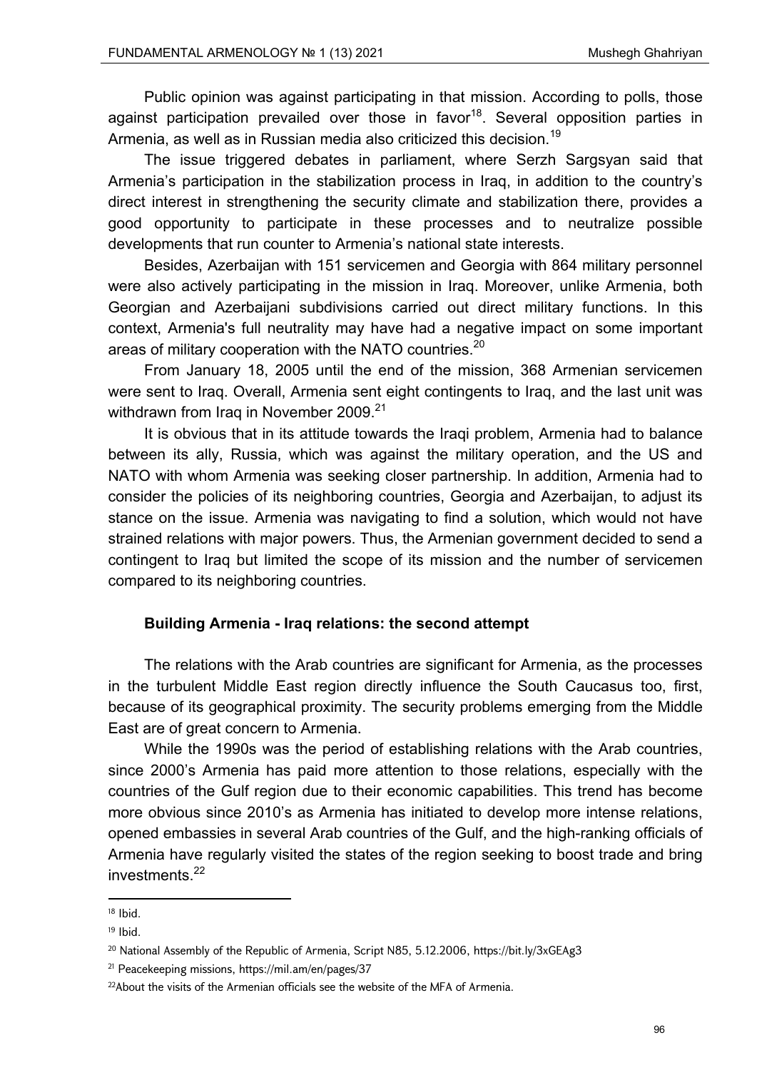Public opinion was against participating in that mission. According to polls, those against participation prevailed over those in favor[18]. Several opposition parties in Armenia, as well as in Russian media also criticized this decision.[19]

The issue triggered debates in parliament, where Serzh Sargsyan said that Armenia's participation in the stabilization process in Iraq, in addition to the country's direct interest in strengthening the security climate and stabilization there, provides a good opportunity to participate in these processes and to neutralize possible developments that run counter to Armenia's national state interests.

Besides, Azerbaijan with 151 servicemen and Georgia with 864 military personnel were also actively participating in the mission in Iraq. Moreover, unlike Armenia, both Georgian and Azerbaijani subdivisions carried out direct military functions. In this context, Armenia's full neutrality may have had a negative impact on some important areas of military cooperation with the NATO countries.[20]

From January 18, 2005 until the end of the mission, 368 Armenian servicemen were sent to Iraq. Overall, Armenia sent eight contingents to Iraq, and the last unit was withdrawn from Iraq in November 2009.[21]

It is obvious that in its attitude towards the Iraqi problem, Armenia had to balance between its ally, Russia, which was against the military operation, and the US and NATO with whom Armenia was seeking closer partnership. In addition, Armenia had to consider the policies of its neighboring countries, Georgia and Azerbaijan, to adjust its stance on the issue. Armenia was navigating to find a solution, which would not have strained relations with major powers. Thus, the Armenian government decided to send a contingent to Iraq but limited the scope of its mission and the number of servicemen compared to its neighboring countries.

## Building Armenia - Iraq relations: the second attempt

The relations with the Arab countries are significant for Armenia, as the processes in the turbulent Middle East region directly influence the South Caucasus too, first, because of its geographical proximity. The security problems emerging from the Middle East are of great concern to Armenia.

While the 1990s was the period of establishing relations with the Arab countries, since 2000's Armenia has paid more attention to those relations, especially with the countries of the Gulf region due to their economic capabilities. This trend has become more obvious since 2010's as Armenia has initiated to develop more intense relations, opened embassies in several Arab countries of the Gulf, and the high-ranking officials of Armenia have regularly visited the states of the region seeking to boost trade and bring investments.[22]

---

[18] Ibid.

[19] Ibid.

[20] National Assembly of the Republic of Armenia, Script N85, 5.12.2006, https://bit.ly/3xGEAg3

[21] Peacekeeping missions, https://mil.am/en/pages/37

[22] About the visits of the Armenian officials see the website of the MFA of Armenia.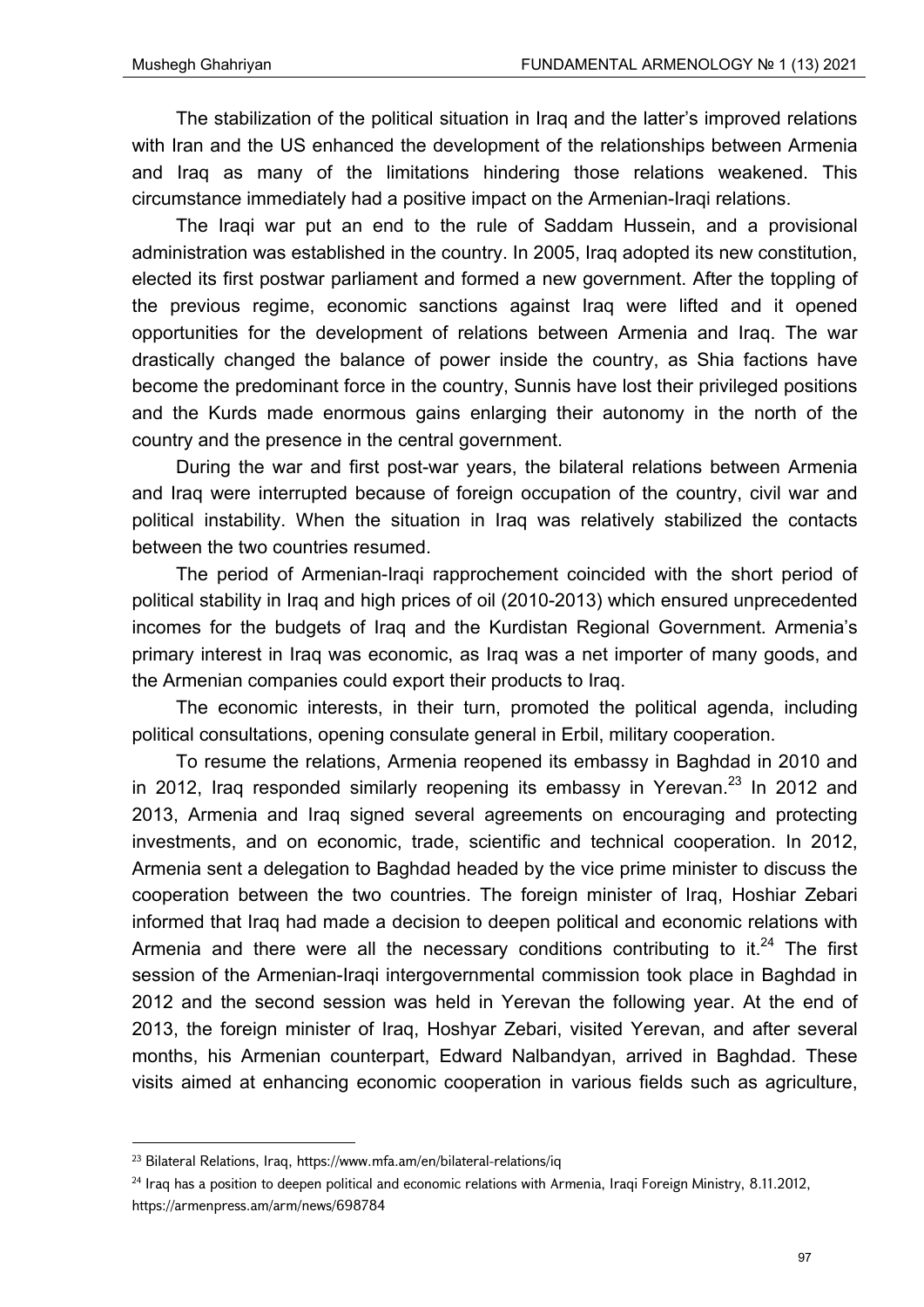The stabilization of the political situation in Iraq and the latter's improved relations with Iran and the US enhanced the development of the relationships between Armenia and Iraq as many of the limitations hindering those relations weakened. This circumstance immediately had a positive impact on the Armenian-Iraqi relations.

The Iraqi war put an end to the rule of Saddam Hussein, and a provisional administration was established in the country. In 2005, Iraq adopted its new constitution, elected its first postwar parliament and formed a new government. After the toppling of the previous regime, economic sanctions against Iraq were lifted and it opened opportunities for the development of relations between Armenia and Iraq. The war drastically changed the balance of power inside the country, as Shia factions have become the predominant force in the country, Sunnis have lost their privileged positions and the Kurds made enormous gains enlarging their autonomy in the north of the country and the presence in the central government.

During the war and first post-war years, the bilateral relations between Armenia and Iraq were interrupted because of foreign occupation of the country, civil war and political instability. When the situation in Iraq was relatively stabilized the contacts between the two countries resumed.

The period of Armenian-Iraqi rapprochement coincided with the short period of political stability in Iraq and high prices of oil (2010-2013) which ensured unprecedented incomes for the budgets of Iraq and the Kurdistan Regional Government. Armenia's primary interest in Iraq was economic, as Iraq was a net importer of many goods, and the Armenian companies could export their products to Iraq.

The economic interests, in their turn, promoted the political agenda, including political consultations, opening consulate general in Erbil, military cooperation.

To resume the relations, Armenia reopened its embassy in Baghdad in 2010 and in 2012, Iraq responded similarly reopening its embassy in Yerevan.[23] In 2012 and 2013, Armenia and Iraq signed several agreements on encouraging and protecting investments, and on economic, trade, scientific and technical cooperation. In 2012, Armenia sent a delegation to Baghdad headed by the vice prime minister to discuss the cooperation between the two countries. The foreign minister of Iraq, Hoshiar Zebari informed that Iraq had made a decision to deepen political and economic relations with Armenia and there were all the necessary conditions contributing to it.[24] The first session of the Armenian-Iraqi intergovernmental commission took place in Baghdad in 2012 and the second session was held in Yerevan the following year. At the end of 2013, the foreign minister of Iraq, Hoshyar Zebari, visited Yerevan, and after several months, his Armenian counterpart, Edward Nalbandyan, arrived in Baghdad. These visits aimed at enhancing economic cooperation in various fields such as agriculture,

---

[23] Bilateral Relations, Iraq, https://www.mfa.am/en/bilateral-relations/iq

[24] Iraq has a position to deepen political and economic relations with Armenia, Iraqi Foreign Ministry, 8.11.2012, https://armenpress.am/arm/news/698784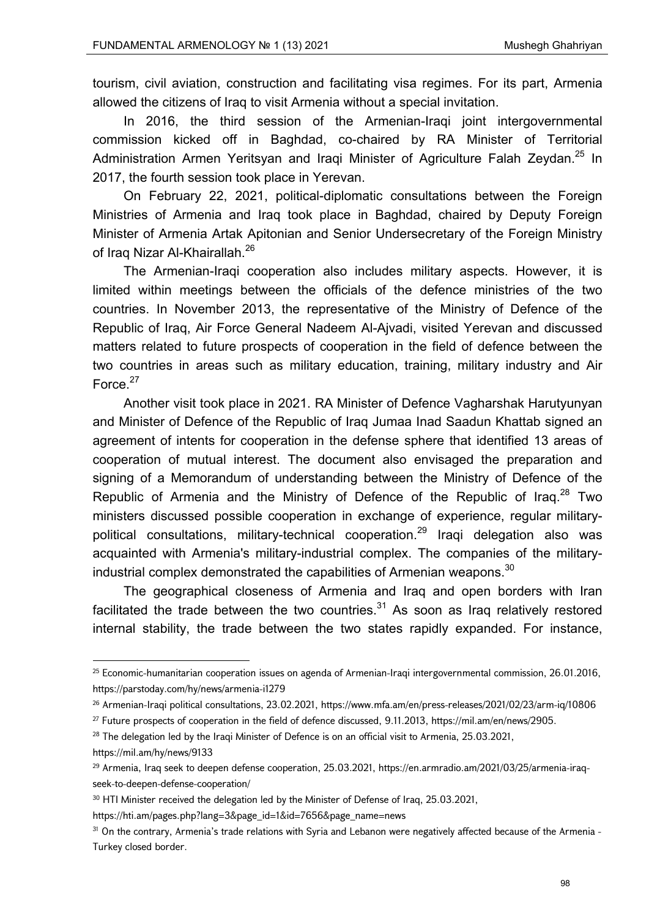tourism, civil aviation, construction and facilitating visa regimes. For its part, Armenia allowed the citizens of Iraq to visit Armenia without a special invitation.

In 2016, the third session of the Armenian-Iraqi joint intergovernmental commission kicked off in Baghdad, co-chaired by RA Minister of Territorial Administration Armen Yeritsyan and Iraqi Minister of Agriculture Falah Zeydan.[25] In 2017, the fourth session took place in Yerevan.

On February 22, 2021, political-diplomatic consultations between the Foreign Ministries of Armenia and Iraq took place in Baghdad, chaired by Deputy Foreign Minister of Armenia Artak Apitonian and Senior Undersecretary of the Foreign Ministry of Iraq Nizar Al-Khairallah.[26]

The Armenian-Iraqi cooperation also includes military aspects. However, it is limited within meetings between the officials of the defence ministries of the two countries. In November 2013, the representative of the Ministry of Defence of the Republic of Iraq, Air Force General Nadeem Al-Ajvadi, visited Yerevan and discussed matters related to future prospects of cooperation in the field of defence between the two countries in areas such as military education, training, military industry and Air Force.[27]

Another visit took place in 2021. RA Minister of Defence Vagharshak Harutyunyan and Minister of Defence of the Republic of Iraq Jumaa Inad Saadun Khattab signed an agreement of intents for cooperation in the defense sphere that identified 13 areas of cooperation of mutual interest. The document also envisaged the preparation and signing of a Memorandum of understanding between the Ministry of Defence of the Republic of Armenia and the Ministry of Defence of the Republic of Iraq.[28] Two ministers discussed possible cooperation in exchange of experience, regular military-political consultations, military-technical cooperation.[29] Iraqi delegation also was acquainted with Armenia's military-industrial complex. The companies of the military-industrial complex demonstrated the capabilities of Armenian weapons.[30]

The geographical closeness of Armenia and Iraq and open borders with Iran facilitated the trade between the two countries.[31] As soon as Iraq relatively restored internal stability, the trade between the two states rapidly expanded. For instance,

---

[25] Economic-humanitarian cooperation issues on agenda of Armenian-Iraqi intergovernmental commission, 26.01.2016, https://parstoday.com/hy/news/armenia-i1279

[26] Armenian-Iraqi political consultations, 23.02.2021, https://www.mfa.am/en/press-releases/2021/02/23/arm-iq/10806

[27] Future prospects of cooperation in the field of defence discussed, 9.11.2013, https://mil.am/en/news/2905.

[28] The delegation led by the Iraqi Minister of Defence is on an official visit to Armenia, 25.03.2021, https://mil.am/hy/news/9133

[29] Armenia, Iraq seek to deepen defense cooperation, 25.03.2021, https://en.armradio.am/2021/03/25/armenia-iraq-seek-to-deepen-defense-cooperation/

[30] HTI Minister received the delegation led by the Minister of Defense of Iraq, 25.03.2021, https://hti.am/pages.php?lang=3&page_id=1&id=7656&page_name=news

[31] On the contrary, Armenia's trade relations with Syria and Lebanon were negatively affected because of the Armenia - Turkey closed border.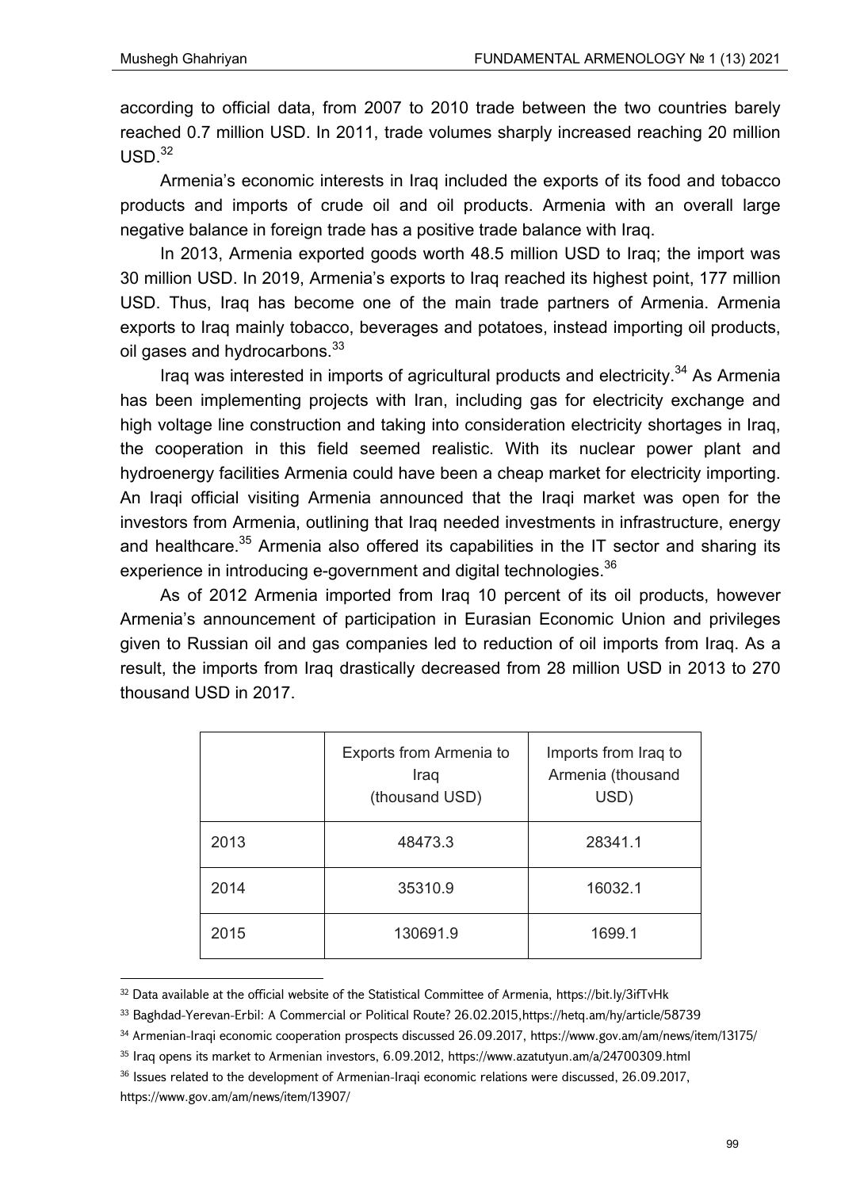according to official data, from 2007 to 2010 trade between the two countries barely reached 0.7 million USD. In 2011, trade volumes sharply increased reaching 20 million USD.[32]

Armenia's economic interests in Iraq included the exports of its food and tobacco products and imports of crude oil and oil products. Armenia with an overall large negative balance in foreign trade has a positive trade balance with Iraq.

In 2013, Armenia exported goods worth 48.5 million USD to Iraq; the import was 30 million USD. In 2019, Armenia's exports to Iraq reached its highest point, 177 million USD. Thus, Iraq has become one of the main trade partners of Armenia. Armenia exports to Iraq mainly tobacco, beverages and potatoes, instead importing oil products, oil gases and hydrocarbons.[33]

Iraq was interested in imports of agricultural products and electricity.[34] As Armenia has been implementing projects with Iran, including gas for electricity exchange and high voltage line construction and taking into consideration electricity shortages in Iraq, the cooperation in this field seemed realistic. With its nuclear power plant and hydroenergy facilities Armenia could have been a cheap market for electricity importing. An Iraqi official visiting Armenia announced that the Iraqi market was open for the investors from Armenia, outlining that Iraq needed investments in infrastructure, energy and healthcare.[35] Armenia also offered its capabilities in the IT sector and sharing its experience in introducing e-government and digital technologies.[36]

As of 2012 Armenia imported from Iraq 10 percent of its oil products, however Armenia's announcement of participation in Eurasian Economic Union and privileges given to Russian oil and gas companies led to reduction of oil imports from Iraq. As a result, the imports from Iraq drastically decreased from 28 million USD in 2013 to 270 thousand USD in 2017.

| | Exports from Armenia to Iraq (thousand USD) | Imports from Iraq to Armenia (thousand USD) |
|---|---|---|
| 2013 | 48473.3 | 28341.1 |
| 2014 | 35310.9 | 16032.1 |
| 2015 | 130691.9 | 1699.1 |

---

[32] Data available at the official website of the Statistical Committee of Armenia, https://bit.ly/3ifTvHk

[33] Baghdad-Yerevan-Erbil: A Commercial or Political Route? 26.02.2015,https://hetq.am/hy/article/58739

[34] Armenian-Iraqi economic cooperation prospects discussed 26.09.2017, https://www.gov.am/am/news/item/13175/

[35] Iraq opens its market to Armenian investors, 6.09.2012, https://www.azatutyun.am/a/24700309.html

[36] Issues related to the development of Armenian-Iraqi economic relations were discussed, 26.09.2017, https://www.gov.am/am/news/item/13907/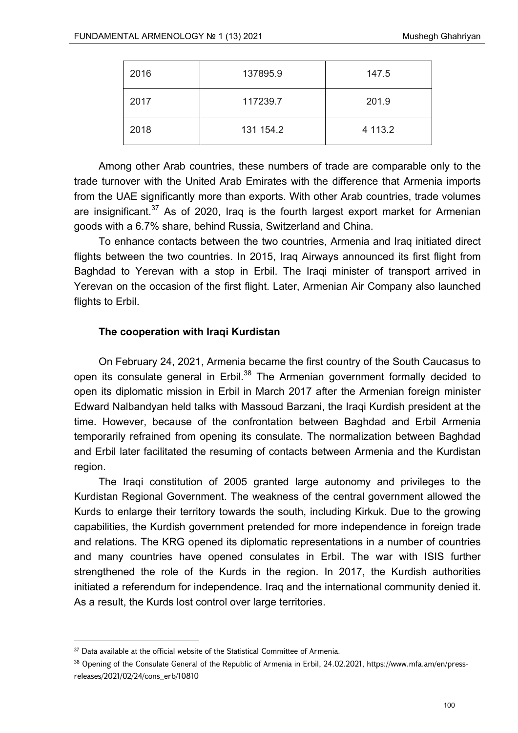| 2016 | 137895.9 | 147.5 |
|---|---|---|
| 2017 | 117239.7 | 201.9 |
| 2018 | 131 154.2 | 4 113.2 |

Among other Arab countries, these numbers of trade are comparable only to the trade turnover with the United Arab Emirates with the difference that Armenia imports from the UAE significantly more than exports. With other Arab countries, trade volumes are insignificant.[37] As of 2020, Iraq is the fourth largest export market for Armenian goods with a 6.7% share, behind Russia, Switzerland and China.

To enhance contacts between the two countries, Armenia and Iraq initiated direct flights between the two countries. In 2015, Iraq Airways announced its first flight from Baghdad to Yerevan with a stop in Erbil. The Iraqi minister of transport arrived in Yerevan on the occasion of the first flight. Later, Armenian Air Company also launched flights to Erbil.

### The cooperation with Iraqi Kurdistan

On February 24, 2021, Armenia became the first country of the South Caucasus to open its consulate general in Erbil.[38] The Armenian government formally decided to open its diplomatic mission in Erbil in March 2017 after the Armenian foreign minister Edward Nalbandyan held talks with Massoud Barzani, the Iraqi Kurdish president at the time. However, because of the confrontation between Baghdad and Erbil Armenia temporarily refrained from opening its consulate. The normalization between Baghdad and Erbil later facilitated the resuming of contacts between Armenia and the Kurdistan region.

The Iraqi constitution of 2005 granted large autonomy and privileges to the Kurdistan Regional Government. The weakness of the central government allowed the Kurds to enlarge their territory towards the south, including Kirkuk. Due to the growing capabilities, the Kurdish government pretended for more independence in foreign trade and relations. The KRG opened its diplomatic representations in a number of countries and many countries have opened consulates in Erbil. The war with ISIS further strengthened the role of the Kurds in the region. In 2017, the Kurdish authorities initiated a referendum for independence. Iraq and the international community denied it. As a result, the Kurds lost control over large territories.

---

[37] Data available at the official website of the Statistical Committee of Armenia.

[38] Opening of the Consulate General of the Republic of Armenia in Erbil, 24.02.2021, https://www.mfa.am/en/press-releases/2021/02/24/cons_erb/10810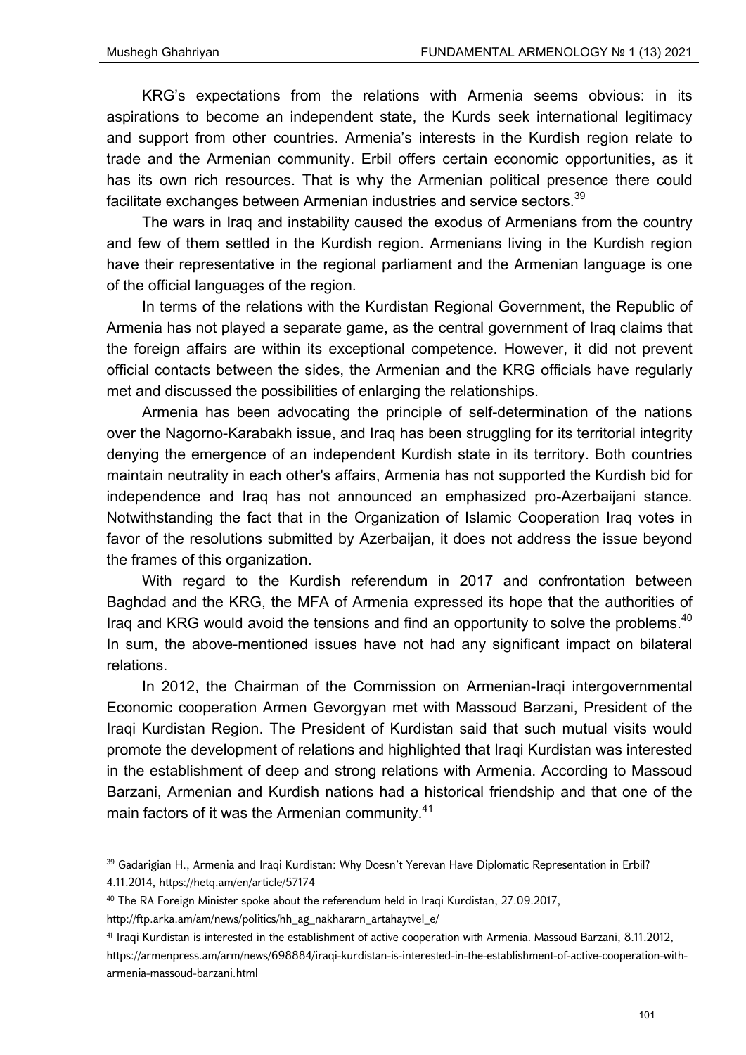KRG's expectations from the relations with Armenia seems obvious: in its aspirations to become an independent state, the Kurds seek international legitimacy and support from other countries. Armenia's interests in the Kurdish region relate to trade and the Armenian community. Erbil offers certain economic opportunities, as it has its own rich resources. That is why the Armenian political presence there could facilitate exchanges between Armenian industries and service sectors.[39]

The wars in Iraq and instability caused the exodus of Armenians from the country and few of them settled in the Kurdish region. Armenians living in the Kurdish region have their representative in the regional parliament and the Armenian language is one of the official languages of the region.

In terms of the relations with the Kurdistan Regional Government, the Republic of Armenia has not played a separate game, as the central government of Iraq claims that the foreign affairs are within its exceptional competence. However, it did not prevent official contacts between the sides, the Armenian and the KRG officials have regularly met and discussed the possibilities of enlarging the relationships.

Armenia has been advocating the principle of self-determination of the nations over the Nagorno-Karabakh issue, and Iraq has been struggling for its territorial integrity denying the emergence of an independent Kurdish state in its territory. Both countries maintain neutrality in each other's affairs, Armenia has not supported the Kurdish bid for independence and Iraq has not announced an emphasized pro-Azerbaijani stance. Notwithstanding the fact that in the Organization of Islamic Cooperation Iraq votes in favor of the resolutions submitted by Azerbaijan, it does not address the issue beyond the frames of this organization.

With regard to the Kurdish referendum in 2017 and confrontation between Baghdad and the KRG, the MFA of Armenia expressed its hope that the authorities of Iraq and KRG would avoid the tensions and find an opportunity to solve the problems.[40] In sum, the above-mentioned issues have not had any significant impact on bilateral relations.

In 2012, the Chairman of the Commission on Armenian-Iraqi intergovernmental Economic cooperation Armen Gevorgyan met with Massoud Barzani, President of the Iraqi Kurdistan Region. The President of Kurdistan said that such mutual visits would promote the development of relations and highlighted that Iraqi Kurdistan was interested in the establishment of deep and strong relations with Armenia. According to Massoud Barzani, Armenian and Kurdish nations had a historical friendship and that one of the main factors of it was the Armenian community.[41]

---

[39] Gadarigian H., Armenia and Iraqi Kurdistan: Why Doesn't Yerevan Have Diplomatic Representation in Erbil? 4.11.2014, https://hetq.am/en/article/57174

[40] The RA Foreign Minister spoke about the referendum held in Iraqi Kurdistan, 27.09.2017, http://ftp.arka.am/am/news/politics/hh_ag_nakhararn_artahaytvel_e/

[41] Iraqi Kurdistan is interested in the establishment of active cooperation with Armenia. Massoud Barzani, 8.11.2012, https://armenpress.am/arm/news/698884/iraqi-kurdistan-is-interested-in-the-establishment-of-active-cooperation-with-armenia-massoud-barzani.html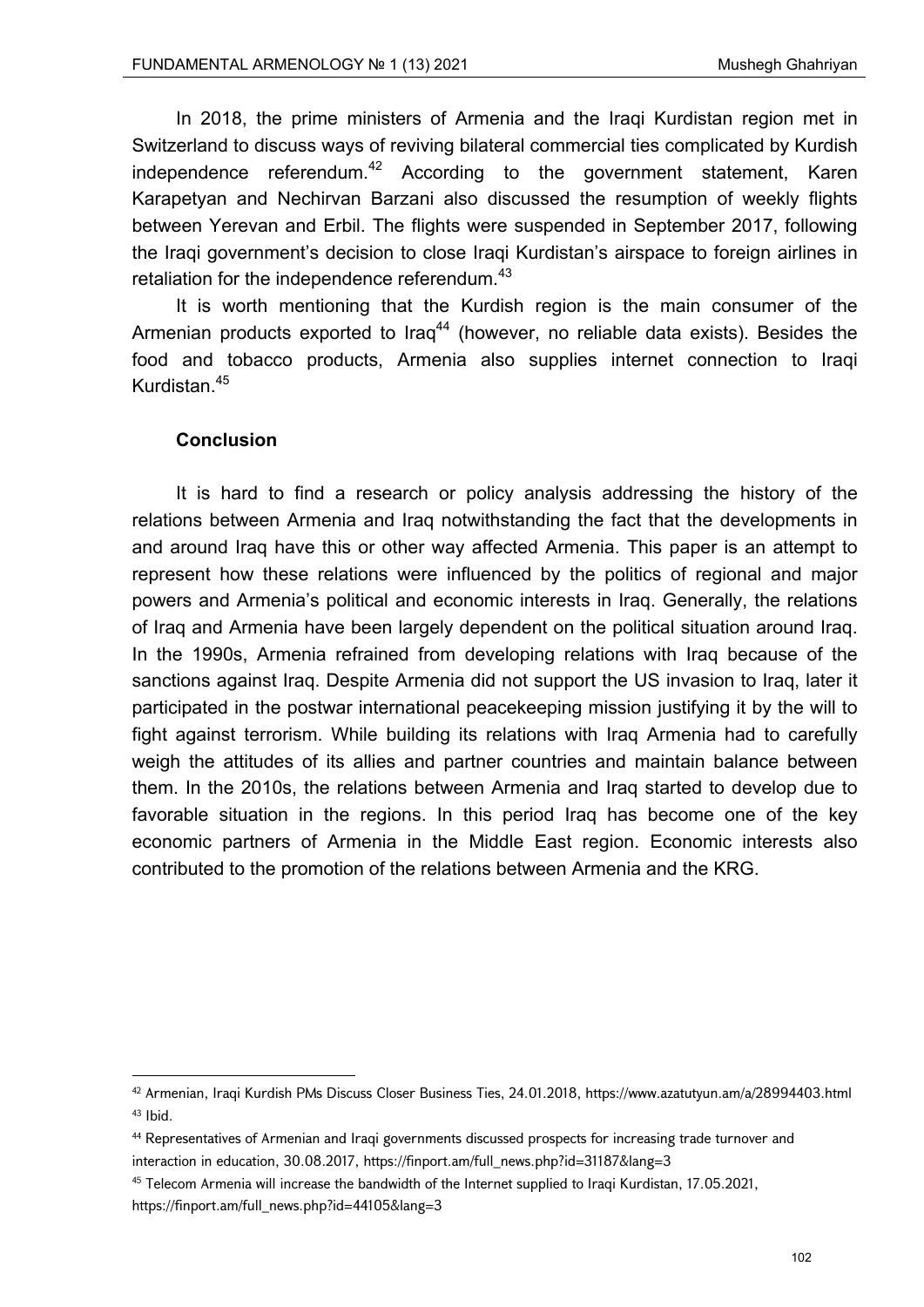In 2018, the prime ministers of Armenia and the Iraqi Kurdistan region met in Switzerland to discuss ways of reviving bilateral commercial ties complicated by Kurdish independence referendum.[42] According to the government statement, Karen Karapetyan and Nechirvan Barzani also discussed the resumption of weekly flights between Yerevan and Erbil. The flights were suspended in September 2017, following the Iraqi government's decision to close Iraqi Kurdistan's airspace to foreign airlines in retaliation for the independence referendum.[43]

It is worth mentioning that the Kurdish region is the main consumer of the Armenian products exported to Iraq[44] (however, no reliable data exists). Besides the food and tobacco products, Armenia also supplies internet connection to Iraqi Kurdistan.[45]

### Conclusion

It is hard to find a research or policy analysis addressing the history of the relations between Armenia and Iraq notwithstanding the fact that the developments in and around Iraq have this or other way affected Armenia. This paper is an attempt to represent how these relations were influenced by the politics of regional and major powers and Armenia's political and economic interests in Iraq. Generally, the relations of Iraq and Armenia have been largely dependent on the political situation around Iraq. In the 1990s, Armenia refrained from developing relations with Iraq because of the sanctions against Iraq. Despite Armenia did not support the US invasion to Iraq, later it participated in the postwar international peacekeeping mission justifying it by the will to fight against terrorism. While building its relations with Iraq Armenia had to carefully weigh the attitudes of its allies and partner countries and maintain balance between them. In the 2010s, the relations between Armenia and Iraq started to develop due to favorable situation in the regions. In this period Iraq has become one of the key economic partners of Armenia in the Middle East region. Economic interests also contributed to the promotion of the relations between Armenia and the KRG.

---

[42] Armenian, Iraqi Kurdish PMs Discuss Closer Business Ties, 24.01.2018, https://www.azatutyun.am/a/28994403.html

[43] Ibid.

[44] Representatives of Armenian and Iraqi governments discussed prospects for increasing trade turnover and interaction in education, 30.08.2017, https://finport.am/full_news.php?id=31187&lang=3

[45] Telecom Armenia will increase the bandwidth of the Internet supplied to Iraqi Kurdistan, 17.05.2021, https://finport.am/full_news.php?id=44105&lang=3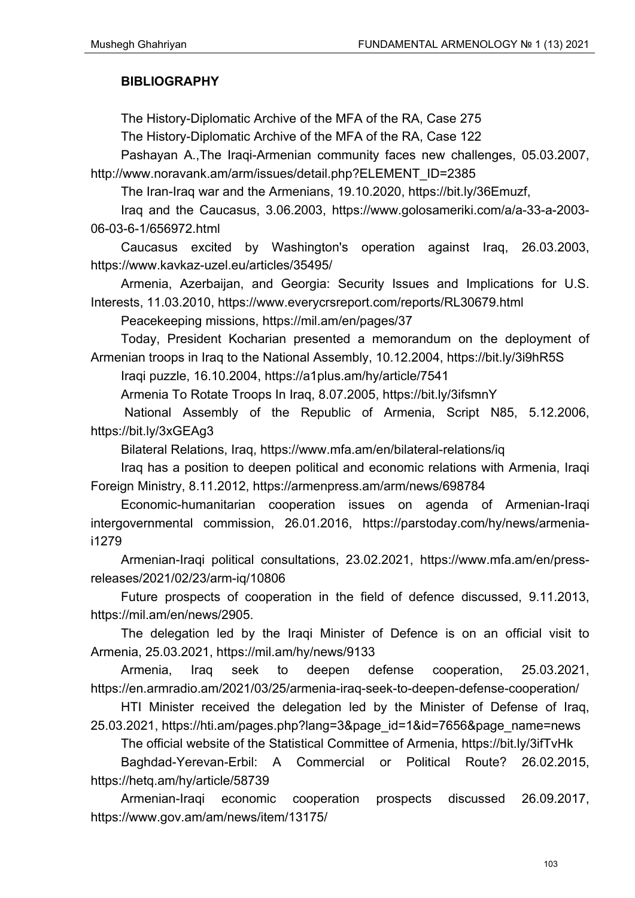## BIBLIOGRAPHY

The History-Diplomatic Archive of the MFA of the RA, Case 275

The History-Diplomatic Archive of the MFA of the RA, Case 122

Pashayan A.,The Iraqi-Armenian community faces new challenges, 05.03.2007, http://www.noravank.am/arm/issues/detail.php?ELEMENT_ID=2385

The Iran-Iraq war and the Armenians, 19.10.2020, https://bit.ly/36Emuzf,

Iraq and the Caucasus, 3.06.2003, https://www.golosameriki.com/a/a-33-a-2003-06-03-6-1/656972.html

Caucasus excited by Washington's operation against Iraq, 26.03.2003, https://www.kavkaz-uzel.eu/articles/35495/

Armenia, Azerbaijan, and Georgia: Security Issues and Implications for U.S. Interests, 11.03.2010, https://www.everycrsreport.com/reports/RL30679.html

Peacekeeping missions, https://mil.am/en/pages/37

Today, President Kocharian presented a memorandum on the deployment of Armenian troops in Iraq to the National Assembly, 10.12.2004, https://bit.ly/3i9hR5S

Iraqi puzzle, 16.10.2004, https://a1plus.am/hy/article/7541

Armenia To Rotate Troops In Iraq, 8.07.2005, https://bit.ly/3ifsmnY

National Assembly of the Republic of Armenia, Script N85, 5.12.2006, https://bit.ly/3xGEAg3

Bilateral Relations, Iraq, https://www.mfa.am/en/bilateral-relations/iq

Iraq has a position to deepen political and economic relations with Armenia, Iraqi Foreign Ministry, 8.11.2012, https://armenpress.am/arm/news/698784

Economic-humanitarian cooperation issues on agenda of Armenian-Iraqi intergovernmental commission, 26.01.2016, https://parstoday.com/hy/news/armenia-i1279

Armenian-Iraqi political consultations, 23.02.2021, https://www.mfa.am/en/press-releases/2021/02/23/arm-iq/10806

Future prospects of cooperation in the field of defence discussed, 9.11.2013, https://mil.am/en/news/2905.

The delegation led by the Iraqi Minister of Defence is on an official visit to Armenia, 25.03.2021, https://mil.am/hy/news/9133

Armenia, Iraq seek to deepen defense cooperation, 25.03.2021, https://en.armradio.am/2021/03/25/armenia-iraq-seek-to-deepen-defense-cooperation/

HTI Minister received the delegation led by the Minister of Defense of Iraq, 25.03.2021, https://hti.am/pages.php?lang=3&page_id=1&id=7656&page_name=news

The official website of the Statistical Committee of Armenia, https://bit.ly/3ifTvHk

Baghdad-Yerevan-Erbil: A Commercial or Political Route? 26.02.2015, https://hetq.am/hy/article/58739

Armenian-Iraqi economic cooperation prospects discussed 26.09.2017, https://www.gov.am/am/news/item/13175/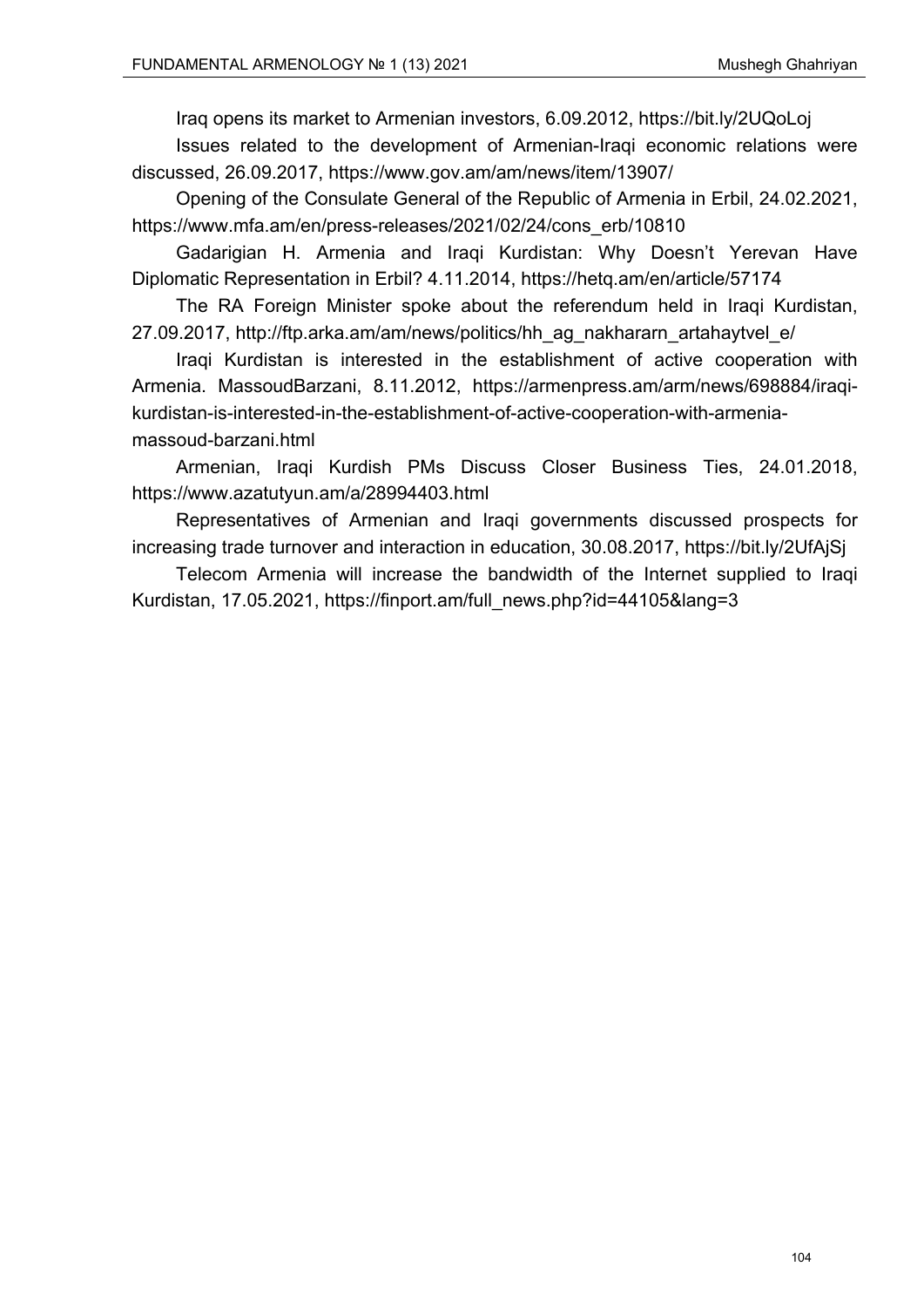Iraq opens its market to Armenian investors, 6.09.2012, https://bit.ly/2UQoLoj

Issues related to the development of Armenian-Iraqi economic relations were discussed, 26.09.2017, https://www.gov.am/am/news/item/13907/

Opening of the Consulate General of the Republic of Armenia in Erbil, 24.02.2021, https://www.mfa.am/en/press-releases/2021/02/24/cons_erb/10810

Gadarigian H. Armenia and Iraqi Kurdistan: Why Doesn't Yerevan Have Diplomatic Representation in Erbil? 4.11.2014, https://hetq.am/en/article/57174

The RA Foreign Minister spoke about the referendum held in Iraqi Kurdistan, 27.09.2017, http://ftp.arka.am/am/news/politics/hh_ag_nakhararn_artahaytvel_e/

Iraqi Kurdistan is interested in the establishment of active cooperation with Armenia. MassoudBarzani, 8.11.2012, https://armenpress.am/arm/news/698884/iraqi-kurdistan-is-interested-in-the-establishment-of-active-cooperation-with-armenia-massoud-barzani.html

Armenian, Iraqi Kurdish PMs Discuss Closer Business Ties, 24.01.2018, https://www.azatutyun.am/a/28994403.html

Representatives of Armenian and Iraqi governments discussed prospects for increasing trade turnover and interaction in education, 30.08.2017, https://bit.ly/2UfAjSj

Telecom Armenia will increase the bandwidth of the Internet supplied to Iraqi Kurdistan, 17.05.2021, https://finport.am/full_news.php?id=44105&lang=3